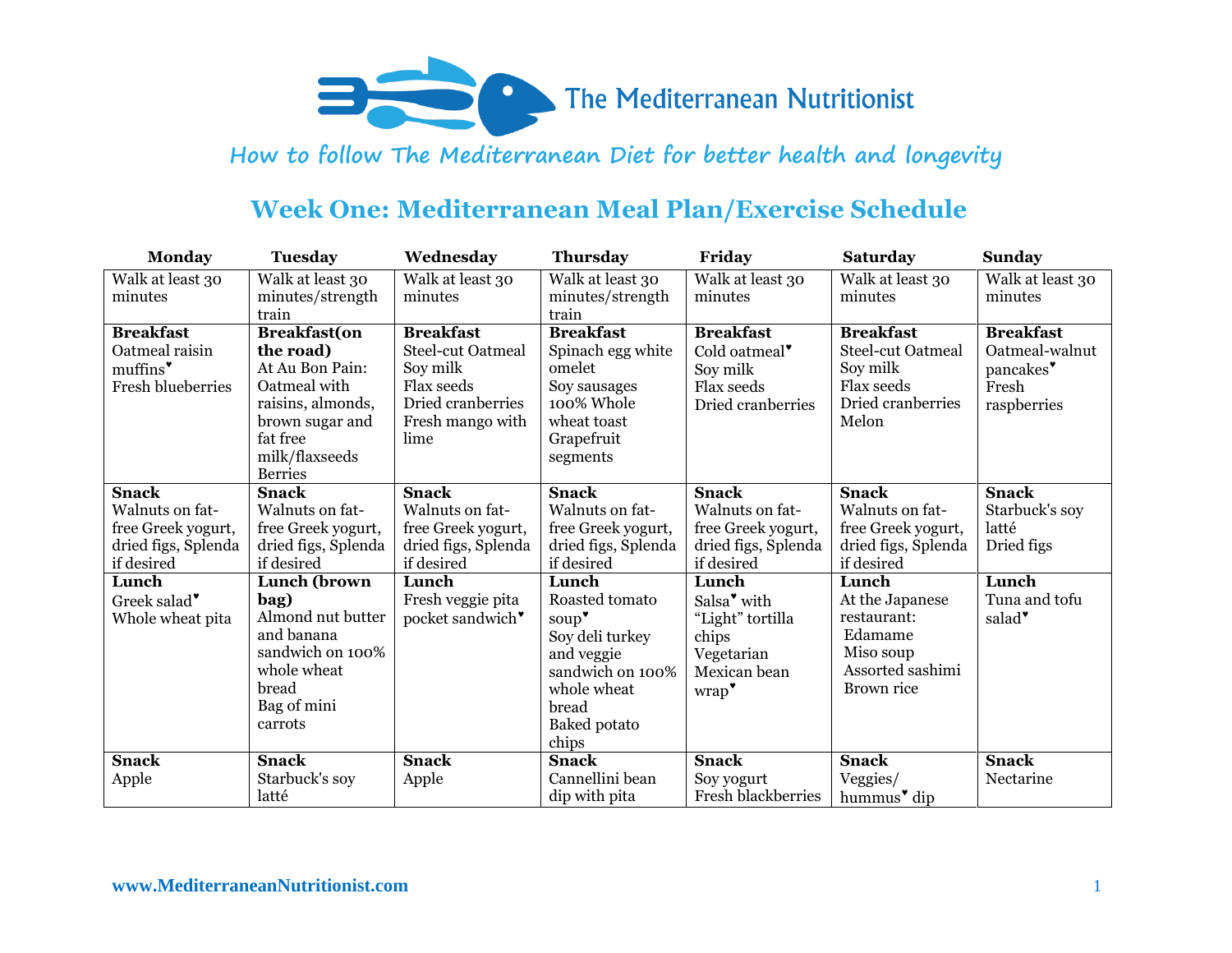# The Mediterranean Nutritionist

*How to follow The Mediterranean Diet for better health and longevity*

## Week One: Mediterranean Meal Plan/Exercise Schedule

| Monday | Tuesday | Wednesday | Thursday | Friday | Saturday | Sunday |
|---|---|---|---|---|---|---|
| Walk at least 30 minutes | Walk at least 30 minutes/strength train | Walk at least 30 minutes | Walk at least 30 minutes/strength train | Walk at least 30 minutes | Walk at least 30 minutes | Walk at least 30 minutes |
| **Breakfast**<br>Oatmeal raisin muffins♥<br>Fresh blueberries | **Breakfast(on the road)**<br>At Au Bon Pain: Oatmeal with raisins, almonds, brown sugar and fat free milk/flaxseeds<br>Berries | **Breakfast**<br>Steel-cut Oatmeal<br>Soy milk<br>Flax seeds<br>Dried cranberries<br>Fresh mango with lime | **Breakfast**<br>Spinach egg white omelet<br>Soy sausages<br>100% Whole wheat toast<br>Grapefruit segments | **Breakfast**<br>Cold oatmeal♥<br>Soy milk<br>Flax seeds<br>Dried cranberries | **Breakfast**<br>Steel-cut Oatmeal<br>Soy milk<br>Flax seeds<br>Dried cranberries<br>Melon | **Breakfast**<br>Oatmeal-walnut pancakes♥<br>Fresh raspberries |
| **Snack**<br>Walnuts on fat-free Greek yogurt, dried figs, Splenda if desired | **Snack**<br>Walnuts on fat-free Greek yogurt, dried figs, Splenda if desired | **Snack**<br>Walnuts on fat-free Greek yogurt, dried figs, Splenda if desired | **Snack**<br>Walnuts on fat-free Greek yogurt, dried figs, Splenda if desired | **Snack**<br>Walnuts on fat-free Greek yogurt, dried figs, Splenda if desired | **Snack**<br>Walnuts on fat-free Greek yogurt, dried figs, Splenda if desired | **Snack**<br>Starbuck's soy latté<br>Dried figs |
| **Lunch**<br>Greek salad♥<br>Whole wheat pita | **Lunch (brown bag)**<br>Almond nut butter and banana sandwich on 100% whole wheat bread<br>Bag of mini carrots | **Lunch**<br>Fresh veggie pita pocket sandwich♥ | **Lunch**<br>Roasted tomato soup♥<br>Soy deli turkey and veggie sandwich on 100% whole wheat bread<br>Baked potato chips | **Lunch**<br>Salsa♥ with "Light" tortilla chips<br>Vegetarian Mexican bean wrap♥ | **Lunch**<br>At the Japanese restaurant:<br>Edamame<br>Miso soup<br>Assorted sashimi<br>Brown rice | **Lunch**<br>Tuna and tofu salad♥ |
| **Snack**<br>Apple | **Snack**<br>Starbuck's soy latté | **Snack**<br>Apple | **Snack**<br>Cannellini bean dip with pita | **Snack**<br>Soy yogurt<br>Fresh blackberries | **Snack**<br>Veggies/ hummus♥ dip | **Snack**<br>Nectarine |

www.MediterraneanNutritionist.com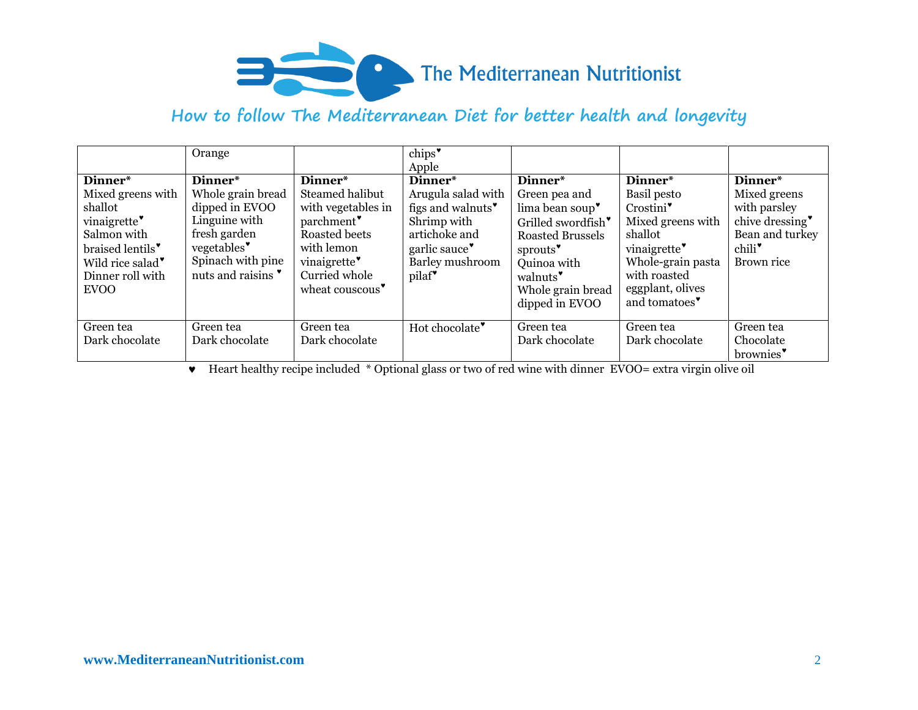# The Mediterranean Nutritionist

*How to follow The Mediterranean Diet for better health and longevity*

| | | | | | | |
|---|---|---|---|---|---|---|
| | Orange | | chips♥<br>Apple | | | |
| **Dinner***<br>Mixed greens with shallot vinaigrette♥<br>Salmon with braised lentils♥<br>Wild rice salad♥<br>Dinner roll with EVOO | **Dinner***<br>Whole grain bread dipped in EVOO<br>Linguine with fresh garden vegetables♥<br>Spinach with pine nuts and raisins ♥ | **Dinner***<br>Steamed halibut with vegetables in parchment♥<br>Roasted beets with lemon vinaigrette♥<br>Curried whole wheat couscous♥ | **Dinner***<br>Arugula salad with figs and walnuts♥<br>Shrimp with artichoke and garlic sauce♥<br>Barley mushroom pilaf♥ | **Dinner***<br>Green pea and lima bean soup♥<br>Grilled swordfish♥<br>Roasted Brussels sprouts♥<br>Quinoa with walnuts♥<br>Whole grain bread dipped in EVOO | **Dinner***<br>Basil pesto Crostini♥<br>Mixed greens with shallot vinaigrette♥<br>Whole-grain pasta with roasted eggplant, olives and tomatoes♥ | **Dinner***<br>Mixed greens with parsley chive dressing♥<br>Bean and turkey chili♥<br>Brown rice |
| Green tea<br>Dark chocolate | Green tea<br>Dark chocolate | Green tea<br>Dark chocolate | Hot chocolate♥ | Green tea<br>Dark chocolate | Green tea<br>Dark chocolate | Green tea<br>Chocolate brownies♥ |

♥ Heart healthy recipe included * Optional glass or two of red wine with dinner EVOO= extra virgin olive oil

www.MediterraneanNutritionist.com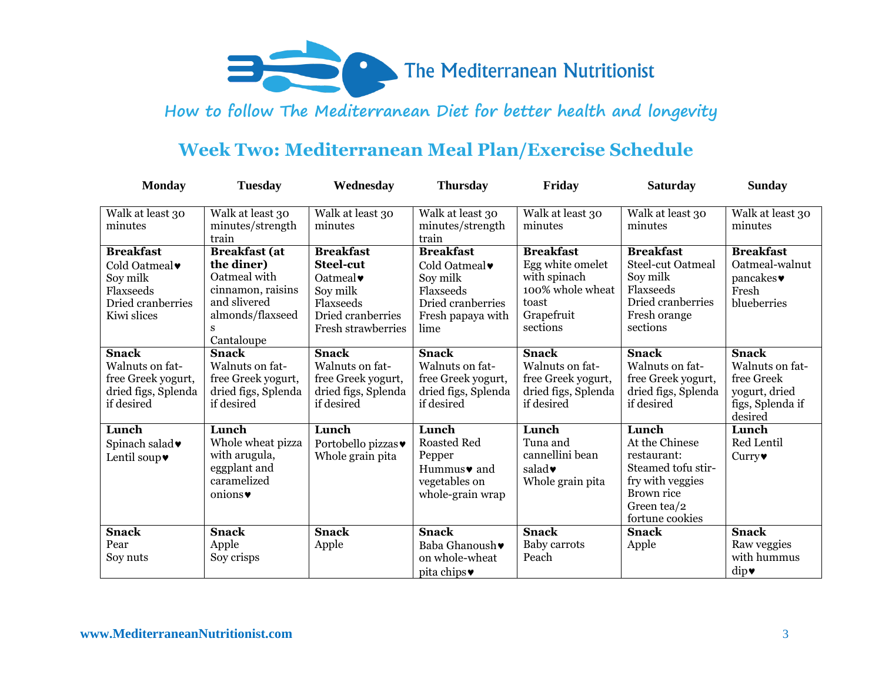The Mediterranean Nutritionist

*How to follow The Mediterranean Diet for better health and longevity*

## Week Two: Mediterranean Meal Plan/Exercise Schedule

| Monday | Tuesday | Wednesday | Thursday | Friday | Saturday | Sunday |
|---|---|---|---|---|---|---|
| Walk at least 30 minutes | Walk at least 30 minutes/strength train | Walk at least 30 minutes | Walk at least 30 minutes/strength train | Walk at least 30 minutes | Walk at least 30 minutes | Walk at least 30 minutes |
| **Breakfast** Cold Oatmeal♥ Soy milk Flaxseeds Dried cranberries Kiwi slices | **Breakfast (at the diner)** Oatmeal with cinnamon, raisins and slivered almonds/flaxseeds Cantaloupe | **Breakfast Steel-cut** Oatmeal♥ Soy milk Flaxseeds Dried cranberries Fresh strawberries | **Breakfast** Cold Oatmeal♥ Soy milk Flaxseeds Dried cranberries Fresh papaya with lime | **Breakfast** Egg white omelet with spinach 100% whole wheat toast Grapefruit sections | **Breakfast** Steel-cut Oatmeal Soy milk Flaxseeds Dried cranberries Fresh orange sections | **Breakfast** Oatmeal-walnut pancakes♥ Fresh blueberries |
| **Snack** Walnuts on fat-free Greek yogurt, dried figs, Splenda if desired | **Snack** Walnuts on fat-free Greek yogurt, dried figs, Splenda if desired | **Snack** Walnuts on fat-free Greek yogurt, dried figs, Splenda if desired | **Snack** Walnuts on fat-free Greek yogurt, dried figs, Splenda if desired | **Snack** Walnuts on fat-free Greek yogurt, dried figs, Splenda if desired | **Snack** Walnuts on fat-free Greek yogurt, dried figs, Splenda if desired | **Snack** Walnuts on fat-free Greek yogurt, dried figs, Splenda if desired |
| **Lunch** Spinach salad♥ Lentil soup♥ | **Lunch** Whole wheat pizza with arugula, eggplant and caramelized onions♥ | **Lunch** Portobello pizzas♥ Whole grain pita | **Lunch** Roasted Red Pepper Hummus♥ and vegetables on whole-grain wrap | **Lunch** Tuna and cannellini bean salad♥ Whole grain pita | **Lunch** At the Chinese restaurant: Steamed tofu stir-fry with veggies Brown rice Green tea/2 fortune cookies | **Lunch** Red Lentil Curry♥ |
| **Snack** Pear Soy nuts | **Snack** Apple Soy crisps | **Snack** Apple | **Snack** Baba Ghanoush♥ on whole-wheat pita chips♥ | **Snack** Baby carrots Peach | **Snack** Apple | **Snack** Raw veggies with hummus dip♥ |

www.MediterraneanNutritionist.com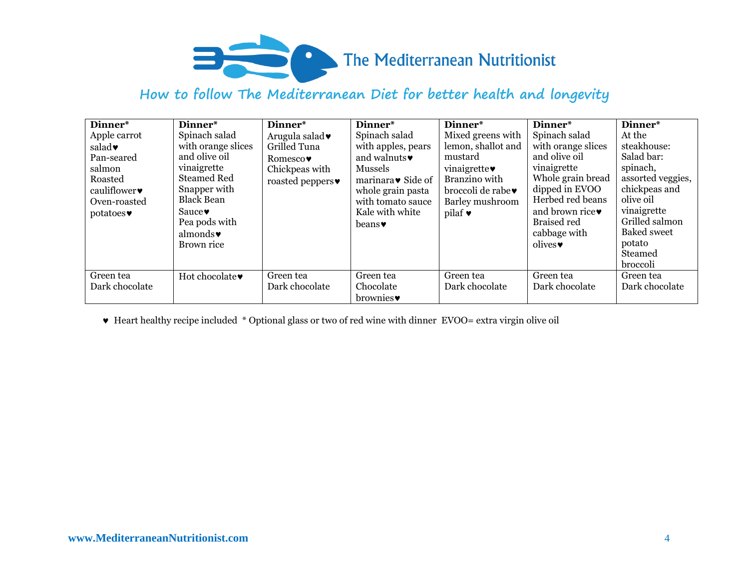# The Mediterranean Nutritionist

## How to follow The Mediterranean Diet for better health and longevity

| **Dinner*** | **Dinner*** | **Dinner*** | **Dinner*** | **Dinner*** | **Dinner*** | **Dinner*** |
|---|---|---|---|---|---|---|
| Apple carrot salad♥ Pan-seared salmon Roasted cauliflower♥ Oven-roasted potatoes♥ | Spinach salad with orange slices and olive oil vinaigrette Steamed Red Snapper with Black Bean Sauce♥ Pea pods with almonds♥ Brown rice | Arugula salad♥ Grilled Tuna Romesco♥ Chickpeas with roasted peppers♥ | Spinach salad with apples, pears and walnuts♥ Mussels marinara♥ Side of whole grain pasta with tomato sauce Kale with white beans♥ | Mixed greens with lemon, shallot and mustard vinaigrette♥ Branzino with broccoli de rabe♥ Barley mushroom pilaf ♥ | Spinach salad with orange slices and olive oil vinaigrette Whole grain bread dipped in EVOO Herbed red beans and brown rice♥ Braised red cabbage with olives♥ | At the steakhouse: Salad bar: spinach, assorted veggies, chickpeas and olive oil vinaigrette Grilled salmon Baked sweet potato Steamed broccoli |
| Green tea Dark chocolate | Hot chocolate♥ | Green tea Dark chocolate | Green tea Chocolate brownies♥ | Green tea Dark chocolate | Green tea Dark chocolate | Green tea Dark chocolate |

♥ Heart healthy recipe included * Optional glass or two of red wine with dinner EVOO= extra virgin olive oil

www.MediterraneanNutritionist.com